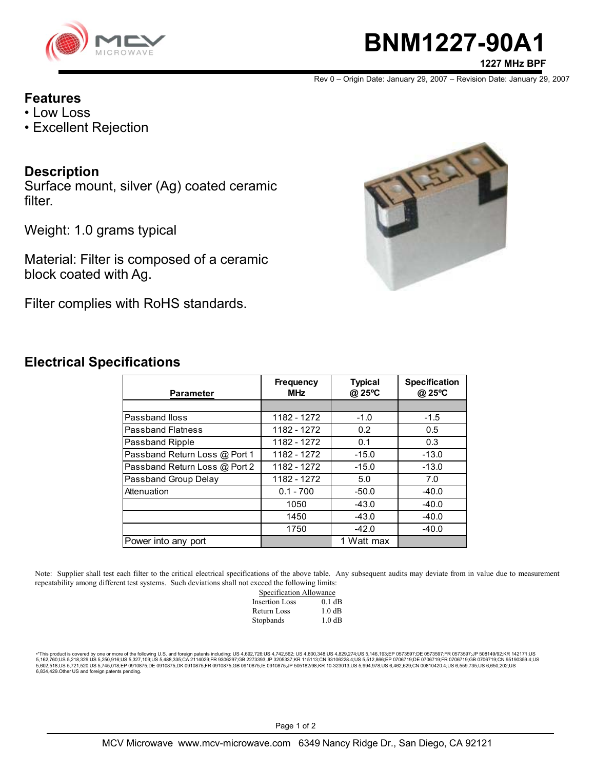# BNM1227-90A1

**1227 MHz BPF**

Rev 0 – Origin Date: January 29, 2007 – Revision Date: January 29, 2007

## Features

- Low Loss
- Excellent Rejection

## Description

Surface mount, silver (Ag) coated ceramic filter.

Weight: 1.0 grams typical

Material: Filter is composed of a ceramic block coated with Ag.

Filter complies with RoHS standards.

## Electrical Specifications

| Parameter | Frequency MHz | Typical @ 25ºC | Specification @ 25ºC |
|---|---|---|---|
| | | | |
| Passband lloss | 1182 - 1272 | -1.0 | -1.5 |
| Passband Flatness | 1182 - 1272 | 0.2 | 0.5 |
| Passband Ripple | 1182 - 1272 | 0.1 | 0.3 |
| Passband Return Loss @ Port 1 | 1182 - 1272 | -15.0 | -13.0 |
| Passband Return Loss @ Port 2 | 1182 - 1272 | -15.0 | -13.0 |
| Passband Group Delay | 1182 - 1272 | 5.0 | 7.0 |
| Attenuation | 0.1 - 700 | -50.0 | -40.0 |
| | 1050 | -43.0 | -40.0 |
| | 1450 | -43.0 | -40.0 |
| | 1750 | -42.0 | -40.0 |
| Power into any port | | 1 Watt max | |

Note: Supplier shall test each filter to the critical electrical specifications of the above table. Any subsequent audits may deviate from in value due to measurement repeatability among different test systems. Such deviations shall not exceed the following limits:

| Specification Allowance | |
|---|---|
| Insertion Loss | 0.1 dB |
| Return Loss | 1.0 dB |
| Stopbands | 1.0 dB |

•"This product is covered by one or more of the following U.S. and foreign patents including: US 4,692,726;US 4,742,562; US 4,800,348;US 4,829,274;US 5,146,193;EP 0573597;DE 0573597;FR 0573597;JP 508149/92;KR 142171;US 5,162,760;US 5,218,329;US 5,250,916;US 5,327,109;US 5,488,335;CA 2114029;FR 9306297;GB 2273393;JP 3205337;KR 115113;CN 93106228.4;US 5,512,866;EP 0706719;DE 0706719;FR 0706719;GB 0706719;CN 95190359.4;US 5,602,518;US 5,721,520;US 5,745,018;EP 0910875;DE 0910875;DK 0910875;FR 0910875;GB 0910875;IE 0910875;JP 505182/98;KR 10-323013;US 5,994,978;US 6,462,629;CN 00810420.4;US 6,559,735;US 6,650,202;US 6,834,429.Other US and foreign patents pending.

MCV Microwave www.mcv-microwave.com 6349 Nancy Ridge Dr., San Diego, CA 92121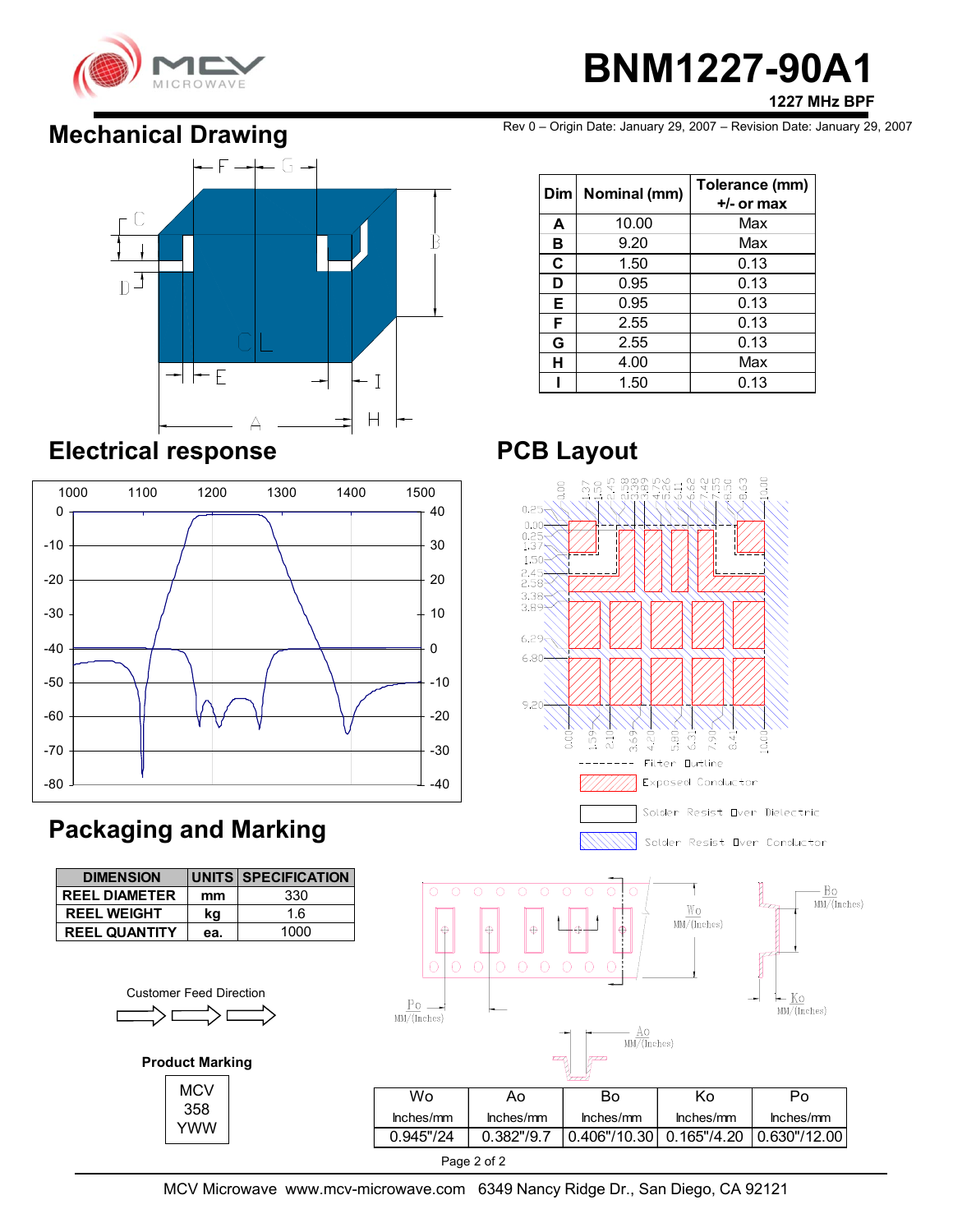# BNM1227-90A1

**1227 MHz BPF**

Rev 0 – Origin Date: January 29, 2007 – Revision Date: January 29, 2007

## Mechanical Drawing

F G C B D CL E I A H

| Dim | Nominal (mm) | Tolerance (mm) +/- or max |
|---|---|---|
| A | 10.00 | Max |
| B | 9.20 | Max |
| C | 1.50 | 0.13 |
| D | 0.95 | 0.13 |
| E | 0.95 | 0.13 |
| F | 2.55 | 0.13 |
| G | 2.55 | 0.13 |
| H | 4.00 | Max |
| I | 1.50 | 0.13 |

## Electrical response

1000 1100 1200 1300 1400 1500

0 -10 -20 -30 -40 -50 -60 -70 -80

40 30 20 10 0 -10 -20 -30 -40

## PCB Layout

0.00 1.37 1.50 2.45 2.58 3.38 3.89 4.75 5.26 6.11 6.62 7.42 7.55 8.50 8.63 10.00

0.25 0.00 0.25 1.37 1.50 2.45 2.58 3.38 3.89 6.29 6.80 9.20

0.00 1.59 2.10 3.69 4.20 5.80 6.31 7.90 8.41 10.00

Filter Outline

Exposed Conductor

Solder Resist Over Dielectric

Solder Resist Over Conductor

## Packaging and Marking

| DIMENSION | UNITS | SPECIFICATION |
|---|---|---|
| REEL DIAMETER | mm | 330 |
| REEL WEIGHT | kg | 1.6 |
| REEL QUANTITY | ea. | 1000 |

Customer Feed Direction

**Product Marking**

MCV
358
YWW

Wo MM/(Inches) Bo MM/(Inches) Ko MM/(Inches) Po MM/(Inches) Ao MM/(Inches)

| Wo | Ao | Bo | Ko | Po |
|---|---|---|---|---|
| Inches/mm | Inches/mm | Inches/mm | Inches/mm | Inches/mm |
| 0.945"/24 | 0.382"/9.7 | 0.406"/10.30 | 0.165"/4.20 | 0.630"/12.00 |

MCV Microwave www.mcv-microwave.com 6349 Nancy Ridge Dr., San Diego, CA 92121